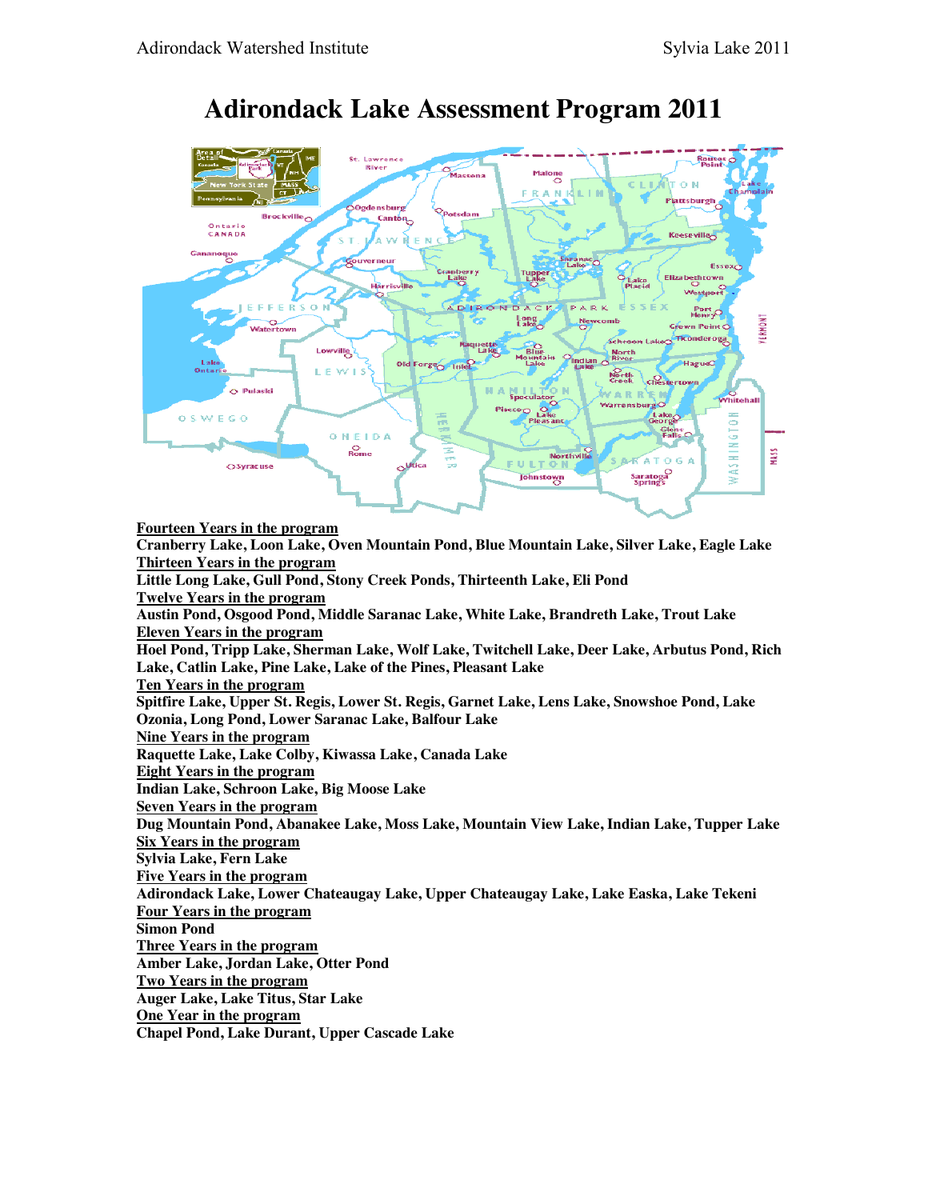# Adirondack Lake Assessment Program 2011

**Fourteen Years in the program**

**Cranberry Lake, Loon Lake, Oven Mountain Pond, Blue Mountain Lake, Silver Lake, Eagle Lake**

**Thirteen Years in the program**

**Little Long Lake, Gull Pond, Stony Creek Ponds, Thirteenth Lake, Eli Pond**

**Twelve Years in the program**

**Austin Pond, Osgood Pond, Middle Saranac Lake, White Lake, Brandreth Lake, Trout Lake**

**Eleven Years in the program**

**Hoel Pond, Tripp Lake, Sherman Lake, Wolf Lake, Twitchell Lake, Deer Lake, Arbutus Pond, Rich Lake, Catlin Lake, Pine Lake, Lake of the Pines, Pleasant Lake**

**Ten Years in the program**

**Spitfire Lake, Upper St. Regis, Lower St. Regis, Garnet Lake, Lens Lake, Snowshoe Pond, Lake Ozonia, Long Pond, Lower Saranac Lake, Balfour Lake**

**Nine Years in the program**

**Raquette Lake, Lake Colby, Kiwassa Lake, Canada Lake**

**Eight Years in the program**

**Indian Lake, Schroon Lake, Big Moose Lake**

**Seven Years in the program**

**Dug Mountain Pond, Abanakee Lake, Moss Lake, Mountain View Lake, Indian Lake, Tupper Lake**

**Six Years in the program**

**Sylvia Lake, Fern Lake**

**Five Years in the program**

**Adirondack Lake, Lower Chateaugay Lake, Upper Chateaugay Lake, Lake Easka, Lake Tekeni**

**Four Years in the program**

**Simon Pond**

**Three Years in the program**

**Amber Lake, Jordan Lake, Otter Pond**

**Two Years in the program**

**Auger Lake, Lake Titus, Star Lake**

**One Year in the program**

**Chapel Pond, Lake Durant, Upper Cascade Lake**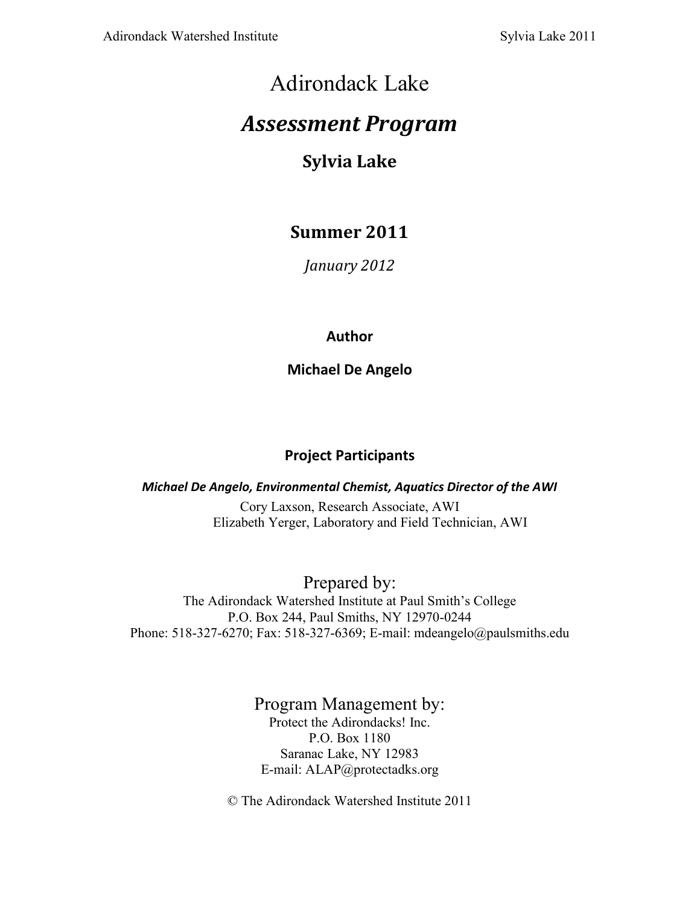# Adirondack Lake

# *Assessment Program*

## Sylvia Lake

## Summer 2011

*January 2012*

**Author**

**Michael De Angelo**

**Project Participants**

***Michael De Angelo, Environmental Chemist, Aquatics Director of the AWI***

Cory Laxson, Research Associate, AWI

Elizabeth Yerger, Laboratory and Field Technician, AWI

Prepared by:

The Adirondack Watershed Institute at Paul Smith's College

P.O. Box 244, Paul Smiths, NY 12970-0244

Phone: 518-327-6270; Fax: 518-327-6369; E-mail: mdeangelo@paulsmiths.edu

Program Management by:

Protect the Adirondacks! Inc.

P.O. Box 1180

Saranac Lake, NY 12983

E-mail: ALAP@protectadks.org

© The Adirondack Watershed Institute 2011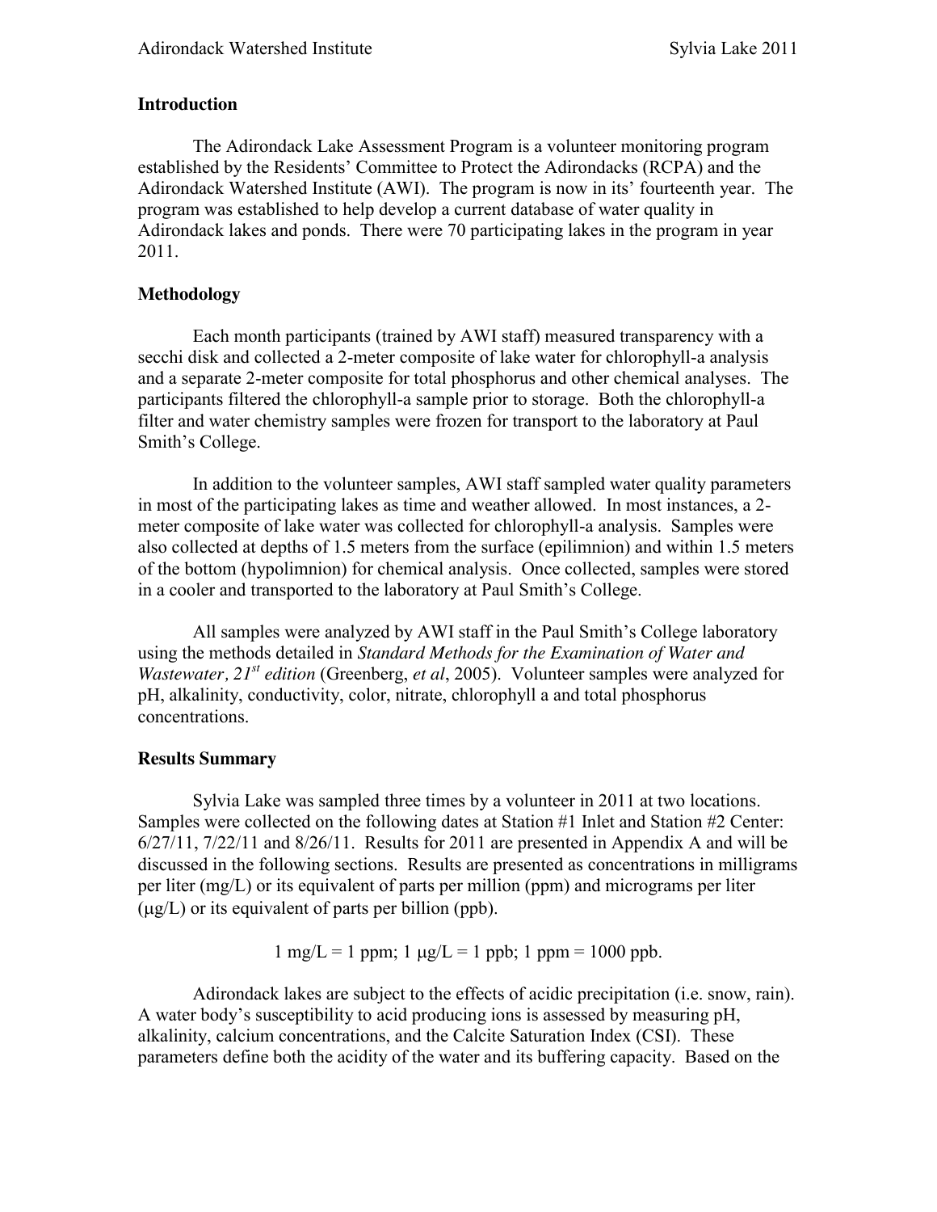## Introduction

The Adirondack Lake Assessment Program is a volunteer monitoring program established by the Residents' Committee to Protect the Adirondacks (RCPA) and the Adirondack Watershed Institute (AWI). The program is now in its' fourteenth year. The program was established to help develop a current database of water quality in Adirondack lakes and ponds. There were 70 participating lakes in the program in year 2011.

## Methodology

Each month participants (trained by AWI staff) measured transparency with a secchi disk and collected a 2-meter composite of lake water for chlorophyll-a analysis and a separate 2-meter composite for total phosphorus and other chemical analyses. The participants filtered the chlorophyll-a sample prior to storage. Both the chlorophyll-a filter and water chemistry samples were frozen for transport to the laboratory at Paul Smith's College.

In addition to the volunteer samples, AWI staff sampled water quality parameters in most of the participating lakes as time and weather allowed. In most instances, a 2-meter composite of lake water was collected for chlorophyll-a analysis. Samples were also collected at depths of 1.5 meters from the surface (epilimnion) and within 1.5 meters of the bottom (hypolimnion) for chemical analysis. Once collected, samples were stored in a cooler and transported to the laboratory at Paul Smith's College.

All samples were analyzed by AWI staff in the Paul Smith's College laboratory using the methods detailed in *Standard Methods for the Examination of Water and Wastewater, 21st edition* (Greenberg, *et al*, 2005). Volunteer samples were analyzed for pH, alkalinity, conductivity, color, nitrate, chlorophyll a and total phosphorus concentrations.

## Results Summary

Sylvia Lake was sampled three times by a volunteer in 2011 at two locations. Samples were collected on the following dates at Station #1 Inlet and Station #2 Center: 6/27/11, 7/22/11 and 8/26/11. Results for 2011 are presented in Appendix A and will be discussed in the following sections. Results are presented as concentrations in milligrams per liter (mg/L) or its equivalent of parts per million (ppm) and micrograms per liter (μg/L) or its equivalent of parts per billion (ppb).

$$1 \text{ mg/L} = 1 \text{ ppm};\ 1\ \mu\text{g/L} = 1 \text{ ppb};\ 1 \text{ ppm} = 1000 \text{ ppb}.$$

Adirondack lakes are subject to the effects of acidic precipitation (i.e. snow, rain). A water body's susceptibility to acid producing ions is assessed by measuring pH, alkalinity, calcium concentrations, and the Calcite Saturation Index (CSI). These parameters define both the acidity of the water and its buffering capacity. Based on the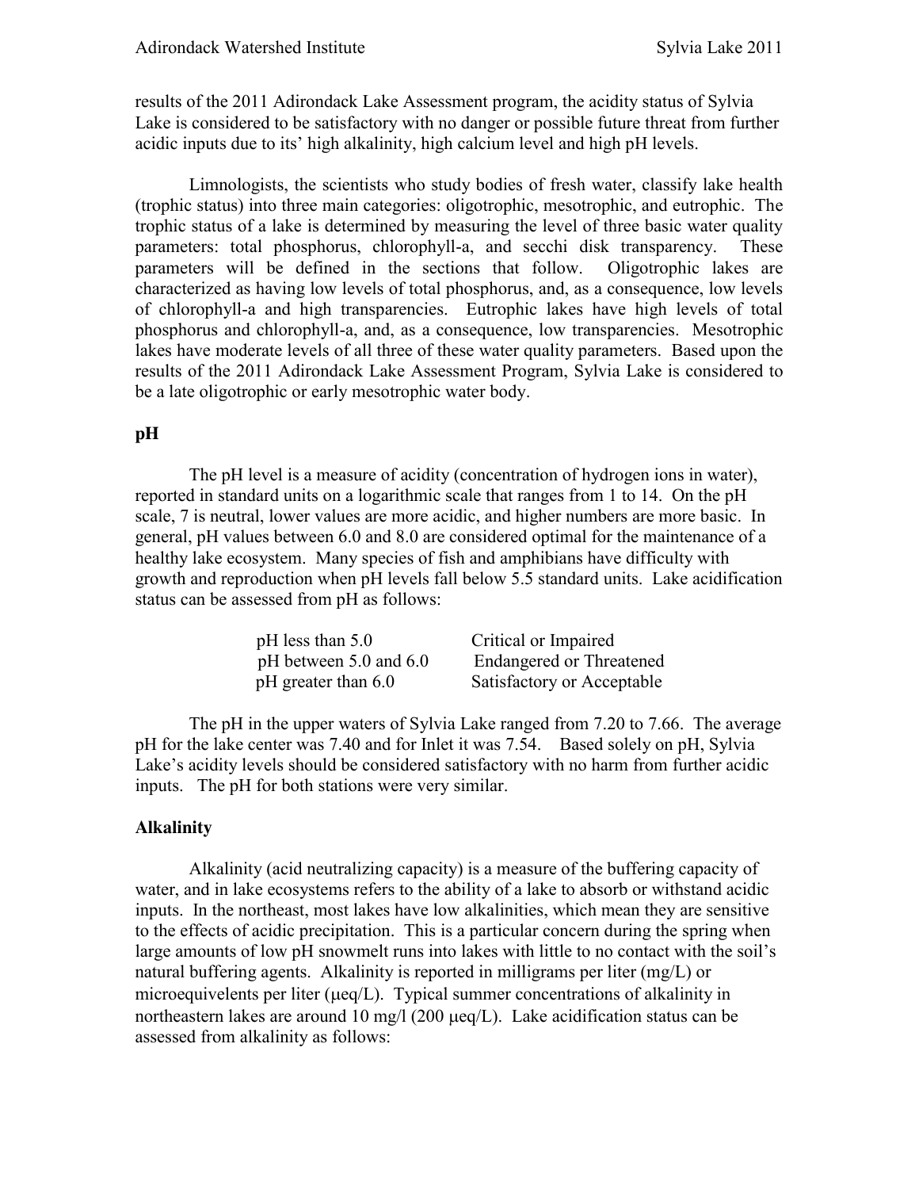results of the 2011 Adirondack Lake Assessment program, the acidity status of Sylvia Lake is considered to be satisfactory with no danger or possible future threat from further acidic inputs due to its' high alkalinity, high calcium level and high pH levels.

Limnologists, the scientists who study bodies of fresh water, classify lake health (trophic status) into three main categories: oligotrophic, mesotrophic, and eutrophic. The trophic status of a lake is determined by measuring the level of three basic water quality parameters: total phosphorus, chlorophyll-a, and secchi disk transparency. These parameters will be defined in the sections that follow. Oligotrophic lakes are characterized as having low levels of total phosphorus, and, as a consequence, low levels of chlorophyll-a and high transparencies. Eutrophic lakes have high levels of total phosphorus and chlorophyll-a, and, as a consequence, low transparencies. Mesotrophic lakes have moderate levels of all three of these water quality parameters. Based upon the results of the 2011 Adirondack Lake Assessment Program, Sylvia Lake is considered to be a late oligotrophic or early mesotrophic water body.

## pH

The pH level is a measure of acidity (concentration of hydrogen ions in water), reported in standard units on a logarithmic scale that ranges from 1 to 14. On the pH scale, 7 is neutral, lower values are more acidic, and higher numbers are more basic. In general, pH values between 6.0 and 8.0 are considered optimal for the maintenance of a healthy lake ecosystem. Many species of fish and amphibians have difficulty with growth and reproduction when pH levels fall below 5.5 standard units. Lake acidification status can be assessed from pH as follows:

| | |
|---|---|
| pH less than 5.0 | Critical or Impaired |
| pH between 5.0 and 6.0 | Endangered or Threatened |
| pH greater than 6.0 | Satisfactory or Acceptable |

The pH in the upper waters of Sylvia Lake ranged from 7.20 to 7.66. The average pH for the lake center was 7.40 and for Inlet it was 7.54. Based solely on pH, Sylvia Lake's acidity levels should be considered satisfactory with no harm from further acidic inputs. The pH for both stations were very similar.

## Alkalinity

Alkalinity (acid neutralizing capacity) is a measure of the buffering capacity of water, and in lake ecosystems refers to the ability of a lake to absorb or withstand acidic inputs. In the northeast, most lakes have low alkalinities, which mean they are sensitive to the effects of acidic precipitation. This is a particular concern during the spring when large amounts of low pH snowmelt runs into lakes with little to no contact with the soil's natural buffering agents. Alkalinity is reported in milligrams per liter (mg/L) or microequivelents per liter (μeq/L). Typical summer concentrations of alkalinity in northeastern lakes are around 10 mg/l (200 μeq/L). Lake acidification status can be assessed from alkalinity as follows: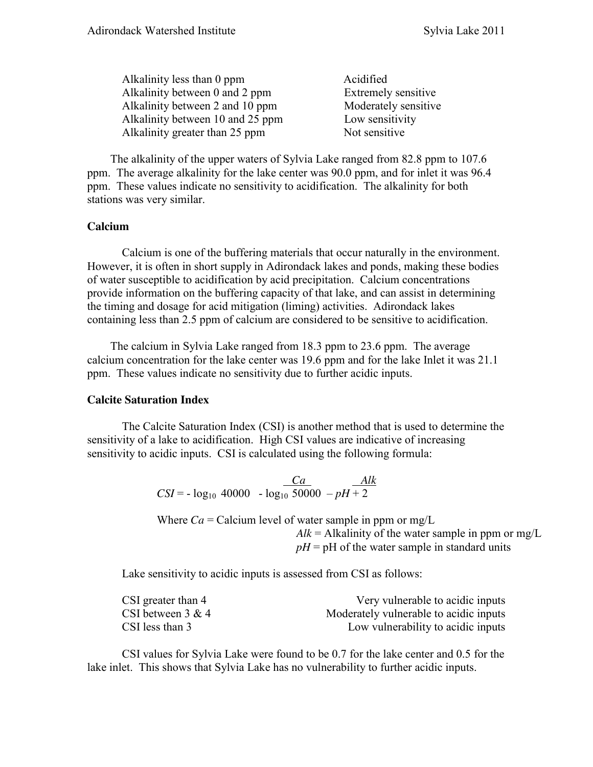| | |
|---|---|
| Alkalinity less than 0 ppm | Acidified |
| Alkalinity between 0 and 2 ppm | Extremely sensitive |
| Alkalinity between 2 and 10 ppm | Moderately sensitive |
| Alkalinity between 10 and 25 ppm | Low sensitivity |
| Alkalinity greater than 25 ppm | Not sensitive |

The alkalinity of the upper waters of Sylvia Lake ranged from 82.8 ppm to 107.6 ppm. The average alkalinity for the lake center was 90.0 ppm, and for inlet it was 96.4 ppm. These values indicate no sensitivity to acidification. The alkalinity for both stations was very similar.

### Calcium

Calcium is one of the buffering materials that occur naturally in the environment. However, it is often in short supply in Adirondack lakes and ponds, making these bodies of water susceptible to acidification by acid precipitation. Calcium concentrations provide information on the buffering capacity of that lake, and can assist in determining the timing and dosage for acid mitigation (liming) activities. Adirondack lakes containing less than 2.5 ppm of calcium are considered to be sensitive to acidification.

The calcium in Sylvia Lake ranged from 18.3 ppm to 23.6 ppm. The average calcium concentration for the lake center was 19.6 ppm and for the lake Inlet it was 21.1 ppm. These values indicate no sensitivity due to further acidic inputs.

### Calcite Saturation Index

The Calcite Saturation Index (CSI) is another method that is used to determine the sensitivity of a lake to acidification. High CSI values are indicative of increasing sensitivity to acidic inputs. CSI is calculated using the following formula:

$$CSI = -\log_{10} \frac{Ca}{40000} - \log_{10} \frac{Alk}{50000} - pH + 2$$

Where $Ca$ = Calcium level of water sample in ppm or mg/L
$Alk$ = Alkalinity of the water sample in ppm or mg/L
$pH$ = pH of the water sample in standard units

Lake sensitivity to acidic inputs is assessed from CSI as follows:

| | |
|---|---|
| CSI greater than 4 | Very vulnerable to acidic inputs |
| CSI between 3 & 4 | Moderately vulnerable to acidic inputs |
| CSI less than 3 | Low vulnerability to acidic inputs |

CSI values for Sylvia Lake were found to be 0.7 for the lake center and 0.5 for the lake inlet. This shows that Sylvia Lake has no vulnerability to further acidic inputs.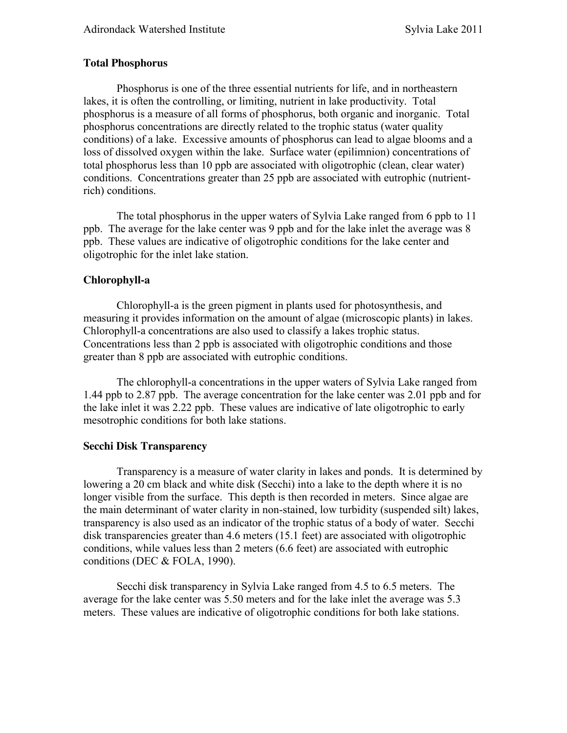## Total Phosphorus

Phosphorus is one of the three essential nutrients for life, and in northeastern lakes, it is often the controlling, or limiting, nutrient in lake productivity. Total phosphorus is a measure of all forms of phosphorus, both organic and inorganic. Total phosphorus concentrations are directly related to the trophic status (water quality conditions) of a lake. Excessive amounts of phosphorus can lead to algae blooms and a loss of dissolved oxygen within the lake. Surface water (epilimnion) concentrations of total phosphorus less than 10 ppb are associated with oligotrophic (clean, clear water) conditions. Concentrations greater than 25 ppb are associated with eutrophic (nutrient-rich) conditions.

The total phosphorus in the upper waters of Sylvia Lake ranged from 6 ppb to 11 ppb. The average for the lake center was 9 ppb and for the lake inlet the average was 8 ppb. These values are indicative of oligotrophic conditions for the lake center and oligotrophic for the inlet lake station.

## Chlorophyll-a

Chlorophyll-a is the green pigment in plants used for photosynthesis, and measuring it provides information on the amount of algae (microscopic plants) in lakes. Chlorophyll-a concentrations are also used to classify a lakes trophic status. Concentrations less than 2 ppb is associated with oligotrophic conditions and those greater than 8 ppb are associated with eutrophic conditions.

The chlorophyll-a concentrations in the upper waters of Sylvia Lake ranged from 1.44 ppb to 2.87 ppb. The average concentration for the lake center was 2.01 ppb and for the lake inlet it was 2.22 ppb. These values are indicative of late oligotrophic to early mesotrophic conditions for both lake stations.

## Secchi Disk Transparency

Transparency is a measure of water clarity in lakes and ponds. It is determined by lowering a 20 cm black and white disk (Secchi) into a lake to the depth where it is no longer visible from the surface. This depth is then recorded in meters. Since algae are the main determinant of water clarity in non-stained, low turbidity (suspended silt) lakes, transparency is also used as an indicator of the trophic status of a body of water. Secchi disk transparencies greater than 4.6 meters (15.1 feet) are associated with oligotrophic conditions, while values less than 2 meters (6.6 feet) are associated with eutrophic conditions (DEC & FOLA, 1990).

Secchi disk transparency in Sylvia Lake ranged from 4.5 to 6.5 meters. The average for the lake center was 5.50 meters and for the lake inlet the average was 5.3 meters. These values are indicative of oligotrophic conditions for both lake stations.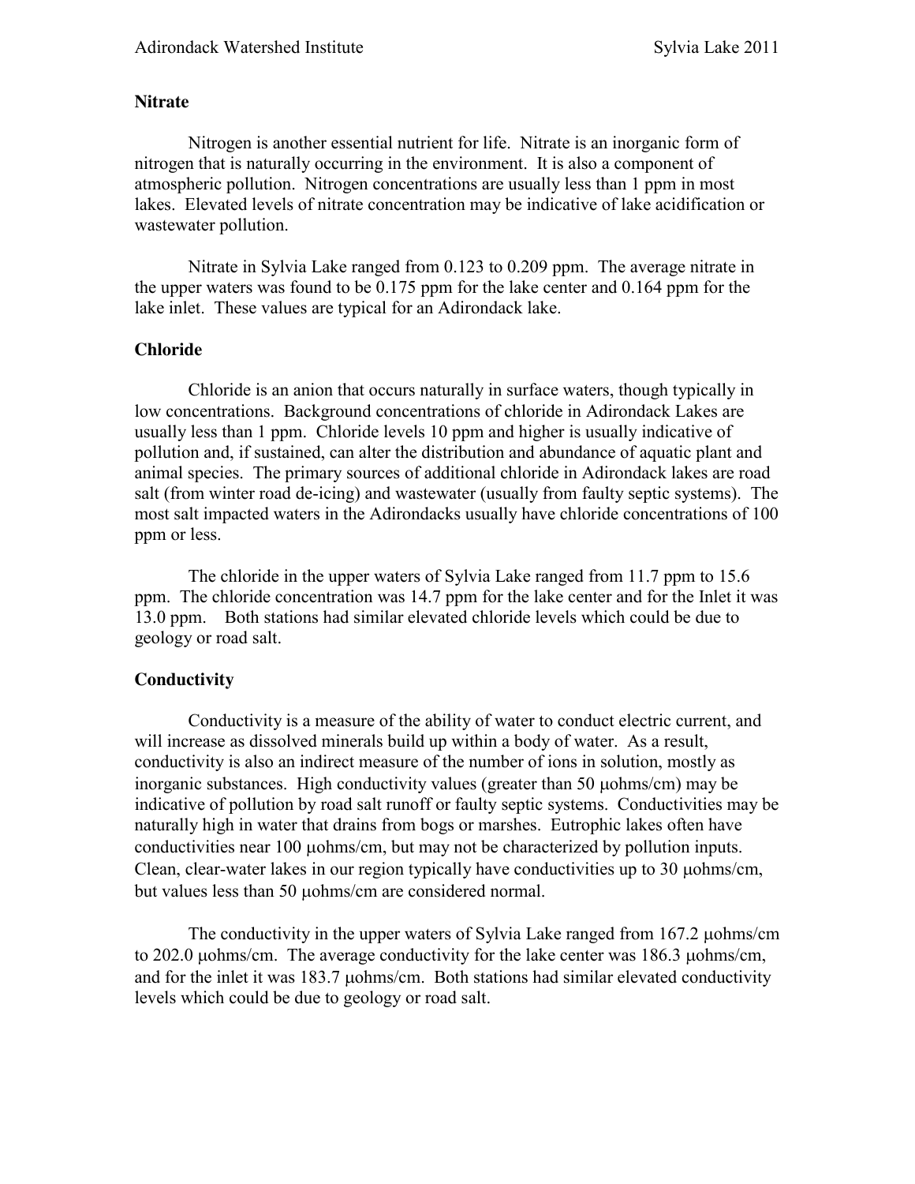## Nitrate

Nitrogen is another essential nutrient for life. Nitrate is an inorganic form of nitrogen that is naturally occurring in the environment. It is also a component of atmospheric pollution. Nitrogen concentrations are usually less than 1 ppm in most lakes. Elevated levels of nitrate concentration may be indicative of lake acidification or wastewater pollution.

Nitrate in Sylvia Lake ranged from 0.123 to 0.209 ppm. The average nitrate in the upper waters was found to be 0.175 ppm for the lake center and 0.164 ppm for the lake inlet. These values are typical for an Adirondack lake.

## Chloride

Chloride is an anion that occurs naturally in surface waters, though typically in low concentrations. Background concentrations of chloride in Adirondack Lakes are usually less than 1 ppm. Chloride levels 10 ppm and higher is usually indicative of pollution and, if sustained, can alter the distribution and abundance of aquatic plant and animal species. The primary sources of additional chloride in Adirondack lakes are road salt (from winter road de-icing) and wastewater (usually from faulty septic systems). The most salt impacted waters in the Adirondacks usually have chloride concentrations of 100 ppm or less.

The chloride in the upper waters of Sylvia Lake ranged from 11.7 ppm to 15.6 ppm. The chloride concentration was 14.7 ppm for the lake center and for the Inlet it was 13.0 ppm. Both stations had similar elevated chloride levels which could be due to geology or road salt.

## Conductivity

Conductivity is a measure of the ability of water to conduct electric current, and will increase as dissolved minerals build up within a body of water. As a result, conductivity is also an indirect measure of the number of ions in solution, mostly as inorganic substances. High conductivity values (greater than 50 μohms/cm) may be indicative of pollution by road salt runoff or faulty septic systems. Conductivities may be naturally high in water that drains from bogs or marshes. Eutrophic lakes often have conductivities near 100 μohms/cm, but may not be characterized by pollution inputs. Clean, clear-water lakes in our region typically have conductivities up to 30 μohms/cm, but values less than 50 μohms/cm are considered normal.

The conductivity in the upper waters of Sylvia Lake ranged from 167.2 μohms/cm to 202.0 μohms/cm. The average conductivity for the lake center was 186.3 μohms/cm, and for the inlet it was 183.7 μohms/cm. Both stations had similar elevated conductivity levels which could be due to geology or road salt.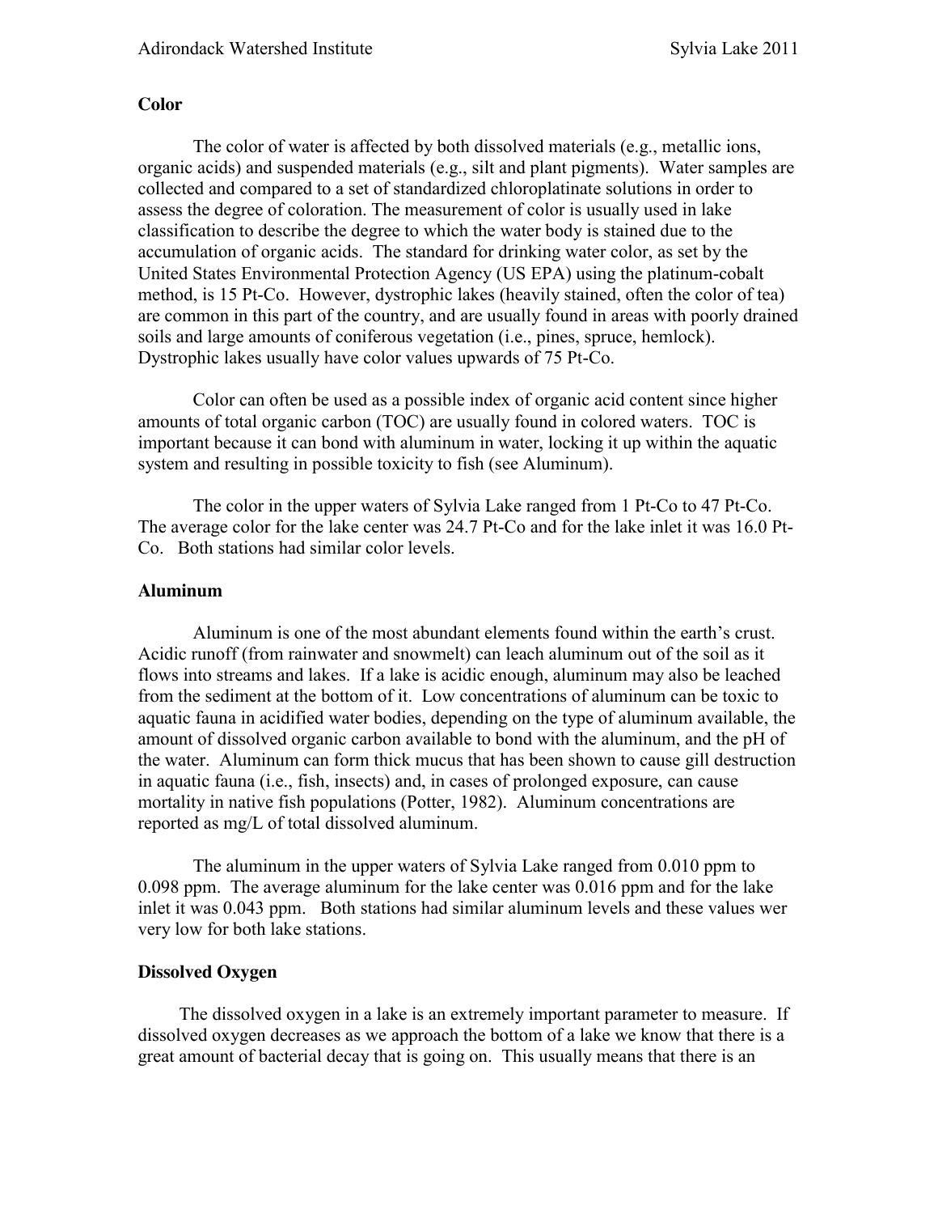## Color

The color of water is affected by both dissolved materials (e.g., metallic ions, organic acids) and suspended materials (e.g., silt and plant pigments). Water samples are collected and compared to a set of standardized chloroplatinate solutions in order to assess the degree of coloration. The measurement of color is usually used in lake classification to describe the degree to which the water body is stained due to the accumulation of organic acids. The standard for drinking water color, as set by the United States Environmental Protection Agency (US EPA) using the platinum-cobalt method, is 15 Pt-Co. However, dystrophic lakes (heavily stained, often the color of tea) are common in this part of the country, and are usually found in areas with poorly drained soils and large amounts of coniferous vegetation (i.e., pines, spruce, hemlock). Dystrophic lakes usually have color values upwards of 75 Pt-Co.

Color can often be used as a possible index of organic acid content since higher amounts of total organic carbon (TOC) are usually found in colored waters. TOC is important because it can bond with aluminum in water, locking it up within the aquatic system and resulting in possible toxicity to fish (see Aluminum).

The color in the upper waters of Sylvia Lake ranged from 1 Pt-Co to 47 Pt-Co. The average color for the lake center was 24.7 Pt-Co and for the lake inlet it was 16.0 Pt-Co. Both stations had similar color levels.

## Aluminum

Aluminum is one of the most abundant elements found within the earth's crust. Acidic runoff (from rainwater and snowmelt) can leach aluminum out of the soil as it flows into streams and lakes. If a lake is acidic enough, aluminum may also be leached from the sediment at the bottom of it. Low concentrations of aluminum can be toxic to aquatic fauna in acidified water bodies, depending on the type of aluminum available, the amount of dissolved organic carbon available to bond with the aluminum, and the pH of the water. Aluminum can form thick mucus that has been shown to cause gill destruction in aquatic fauna (i.e., fish, insects) and, in cases of prolonged exposure, can cause mortality in native fish populations (Potter, 1982). Aluminum concentrations are reported as mg/L of total dissolved aluminum.

The aluminum in the upper waters of Sylvia Lake ranged from 0.010 ppm to 0.098 ppm. The average aluminum for the lake center was 0.016 ppm and for the lake inlet it was 0.043 ppm. Both stations had similar aluminum levels and these values wer very low for both lake stations.

## Dissolved Oxygen

The dissolved oxygen in a lake is an extremely important parameter to measure. If dissolved oxygen decreases as we approach the bottom of a lake we know that there is a great amount of bacterial decay that is going on. This usually means that there is an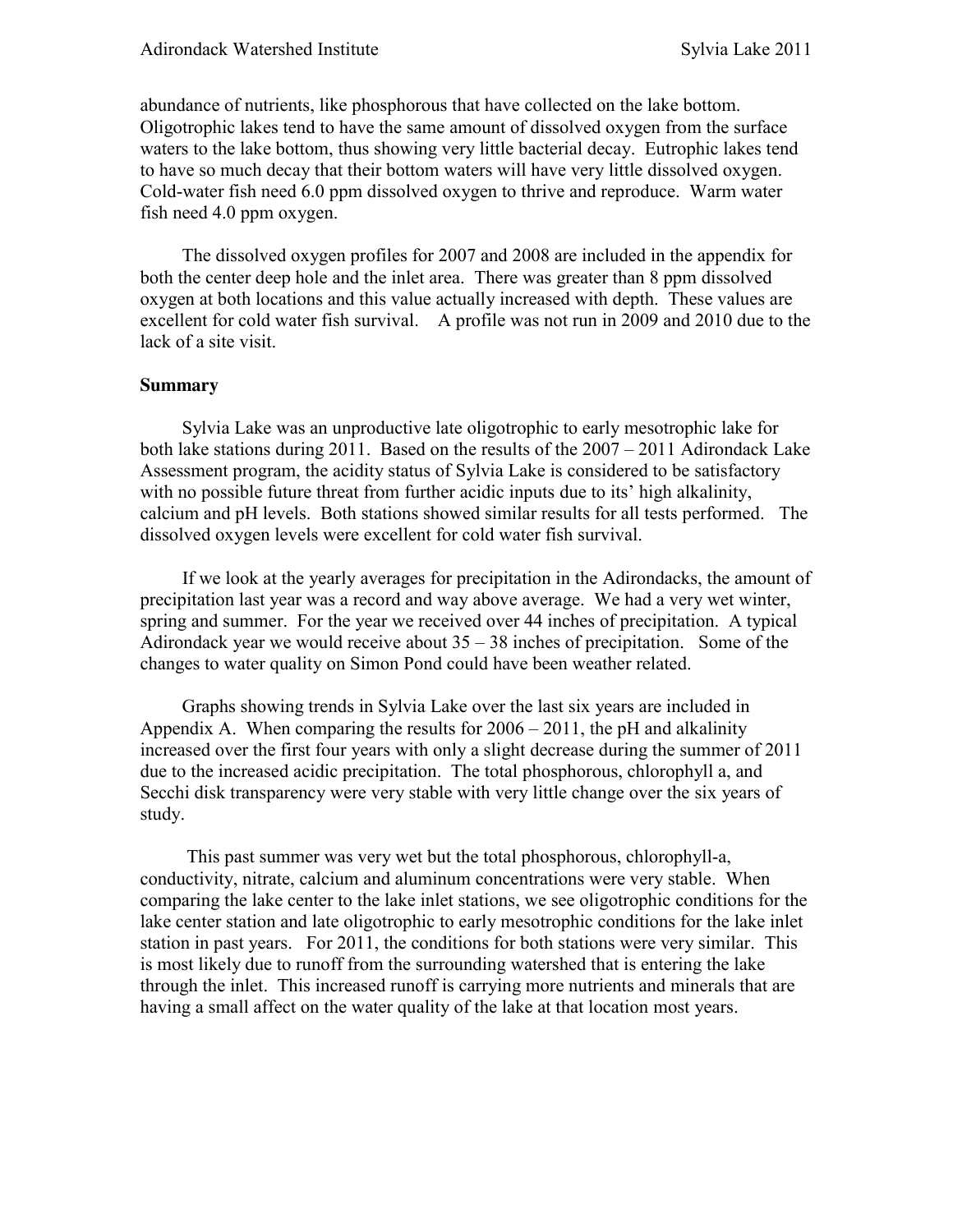abundance of nutrients, like phosphorous that have collected on the lake bottom. Oligotrophic lakes tend to have the same amount of dissolved oxygen from the surface waters to the lake bottom, thus showing very little bacterial decay. Eutrophic lakes tend to have so much decay that their bottom waters will have very little dissolved oxygen. Cold-water fish need 6.0 ppm dissolved oxygen to thrive and reproduce. Warm water fish need 4.0 ppm oxygen.

The dissolved oxygen profiles for 2007 and 2008 are included in the appendix for both the center deep hole and the inlet area. There was greater than 8 ppm dissolved oxygen at both locations and this value actually increased with depth. These values are excellent for cold water fish survival. A profile was not run in 2009 and 2010 due to the lack of a site visit.

**Summary**

Sylvia Lake was an unproductive late oligotrophic to early mesotrophic lake for both lake stations during 2011. Based on the results of the 2007 – 2011 Adirondack Lake Assessment program, the acidity status of Sylvia Lake is considered to be satisfactory with no possible future threat from further acidic inputs due to its' high alkalinity, calcium and pH levels. Both stations showed similar results for all tests performed. The dissolved oxygen levels were excellent for cold water fish survival.

If we look at the yearly averages for precipitation in the Adirondacks, the amount of precipitation last year was a record and way above average. We had a very wet winter, spring and summer. For the year we received over 44 inches of precipitation. A typical Adirondack year we would receive about 35 – 38 inches of precipitation. Some of the changes to water quality on Simon Pond could have been weather related.

Graphs showing trends in Sylvia Lake over the last six years are included in Appendix A. When comparing the results for 2006 – 2011, the pH and alkalinity increased over the first four years with only a slight decrease during the summer of 2011 due to the increased acidic precipitation. The total phosphorous, chlorophyll a, and Secchi disk transparency were very stable with very little change over the six years of study.

This past summer was very wet but the total phosphorous, chlorophyll-a, conductivity, nitrate, calcium and aluminum concentrations were very stable. When comparing the lake center to the lake inlet stations, we see oligotrophic conditions for the lake center station and late oligotrophic to early mesotrophic conditions for the lake inlet station in past years. For 2011, the conditions for both stations were very similar. This is most likely due to runoff from the surrounding watershed that is entering the lake through the inlet. This increased runoff is carrying more nutrients and minerals that are having a small affect on the water quality of the lake at that location most years.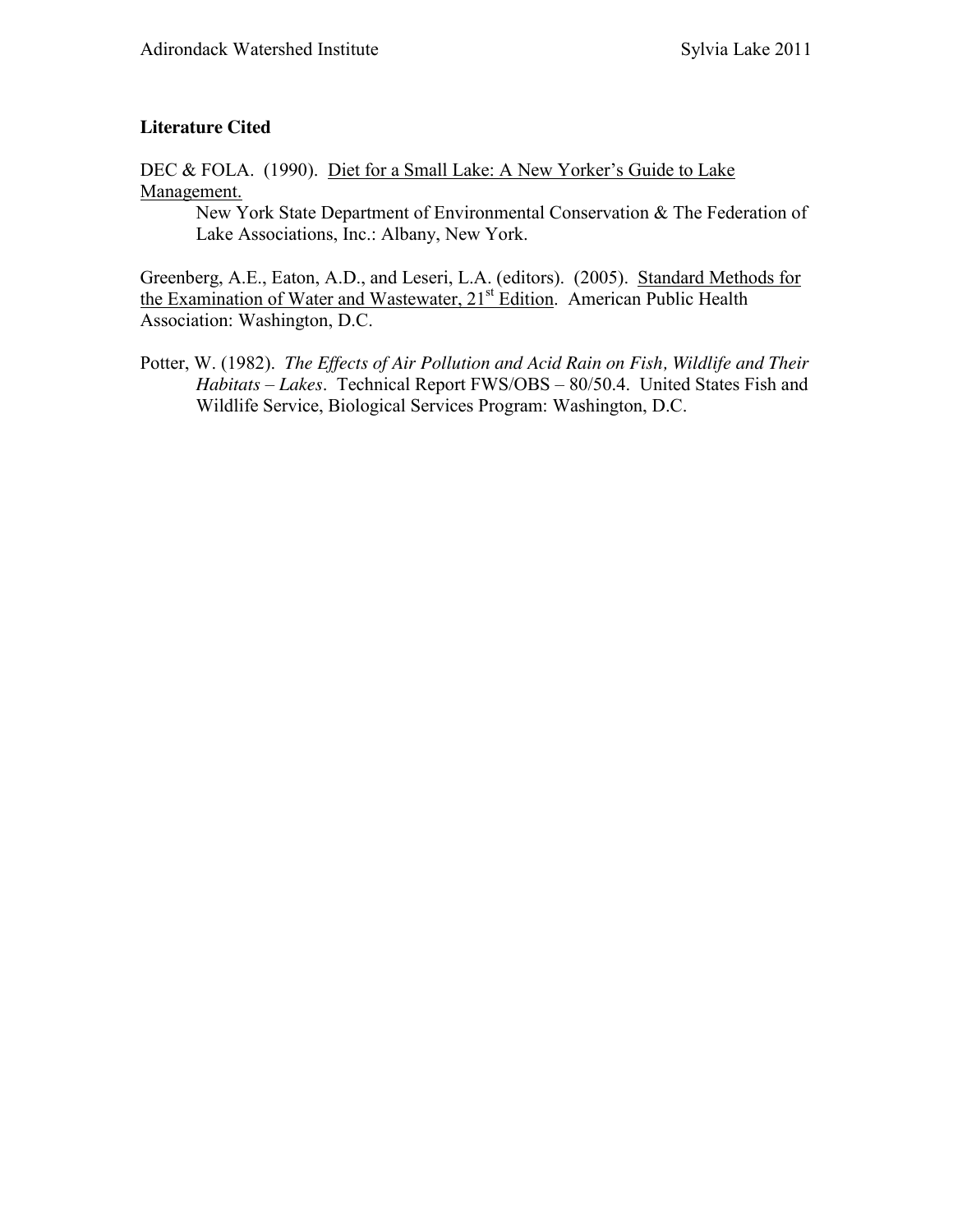## Literature Cited

DEC & FOLA. (1990). <u>Diet for a Small Lake: A New Yorker's Guide to Lake Management.</u> New York State Department of Environmental Conservation & The Federation of Lake Associations, Inc.: Albany, New York.

Greenberg, A.E., Eaton, A.D., and Leseri, L.A. (editors). (2005). <u>Standard Methods for the Examination of Water and Wastewater, 21st Edition</u>. American Public Health Association: Washington, D.C.

Potter, W. (1982). *The Effects of Air Pollution and Acid Rain on Fish, Wildlife and Their Habitats – Lakes*. Technical Report FWS/OBS – 80/50.4. United States Fish and Wildlife Service, Biological Services Program: Washington, D.C.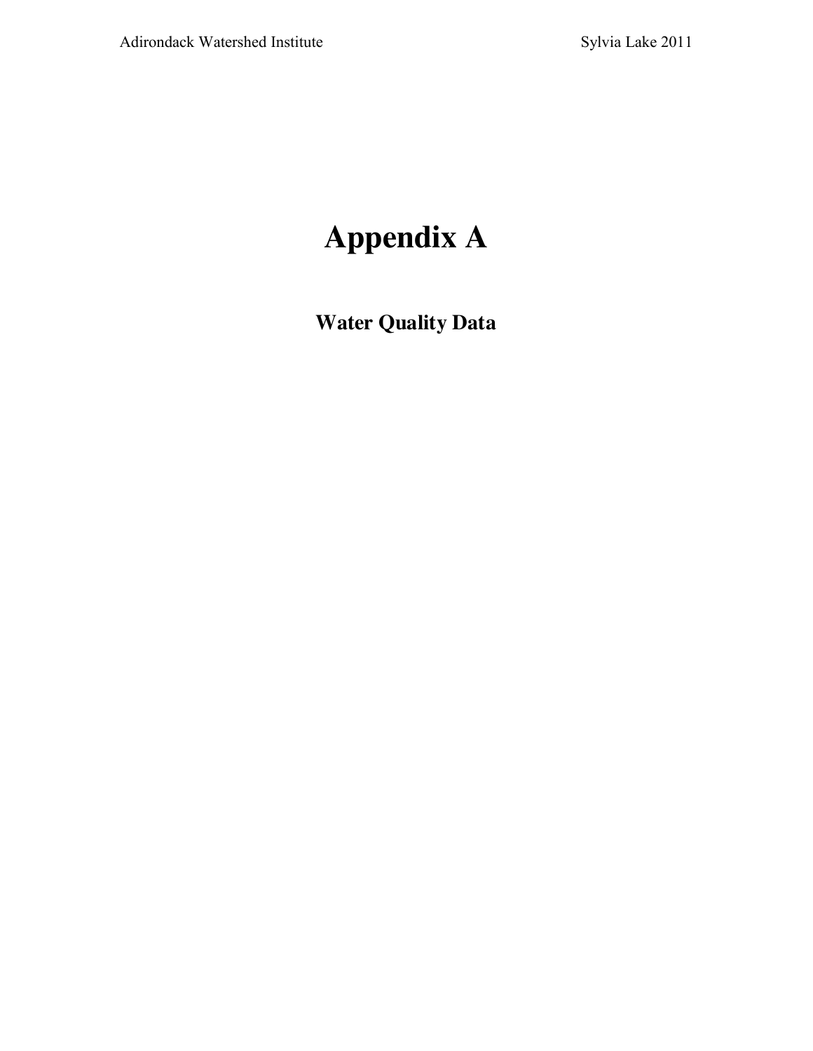# Appendix A

## Water Quality Data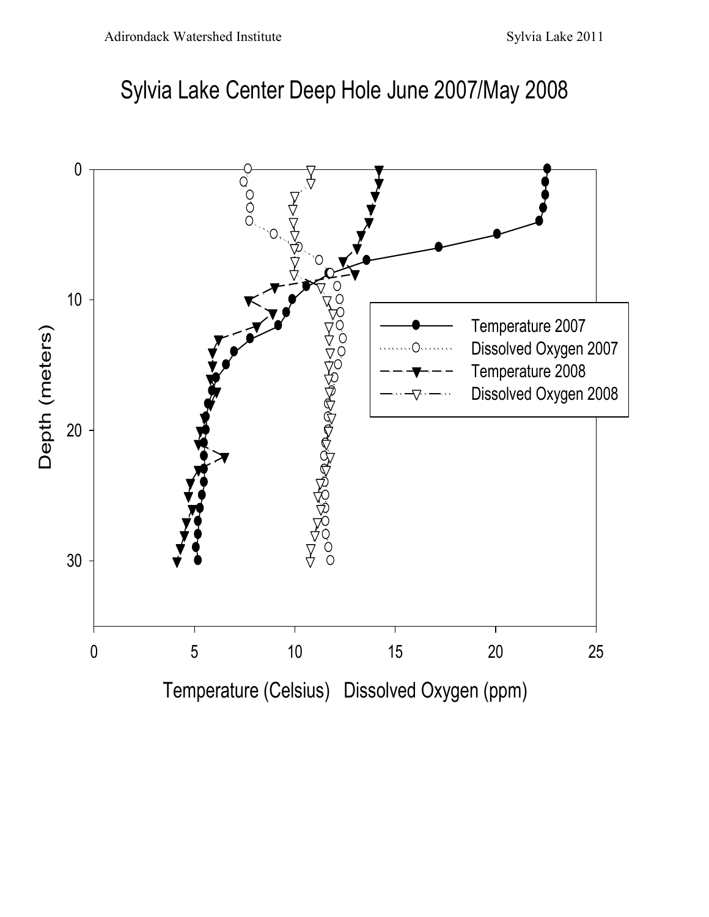# Sylvia Lake Center Deep Hole June 2007/May 2008

Depth (meters)

Temperature (Celsius) Dissolved Oxygen (ppm)

- Temperature 2007
- Dissolved Oxygen 2007
- Temperature 2008
- Dissolved Oxygen 2008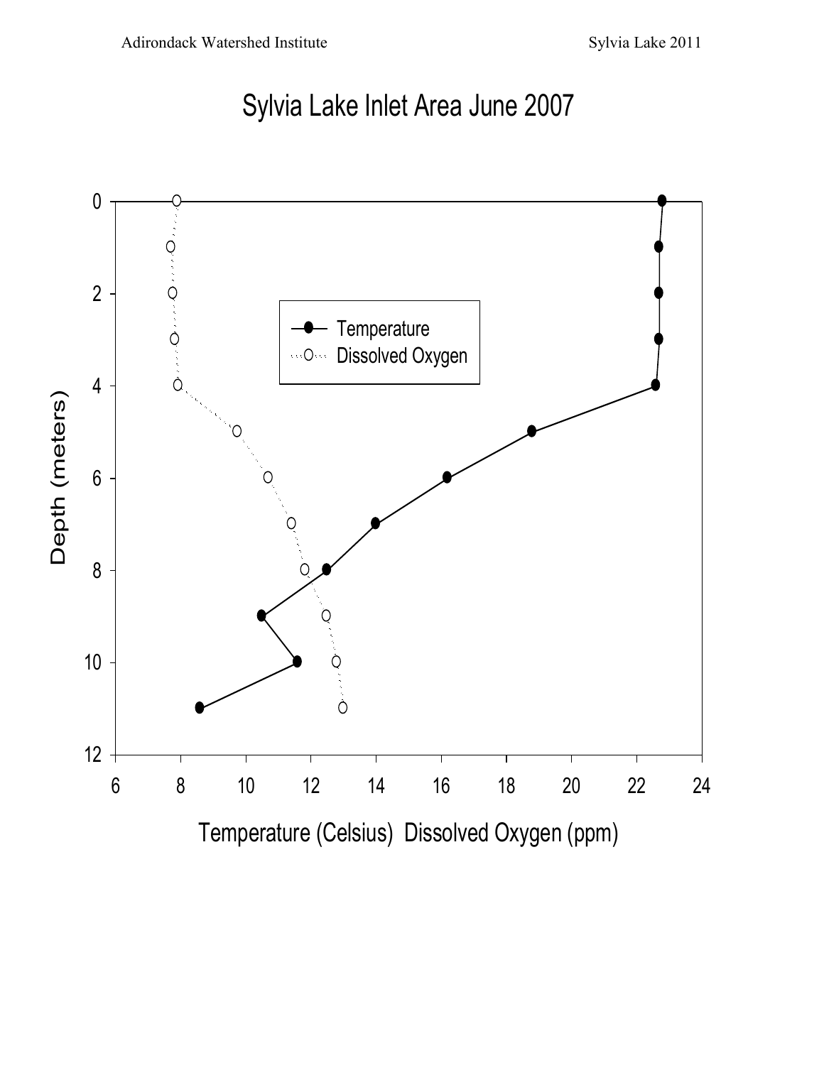# Sylvia Lake Inlet Area June 2007

Depth (meters)

Temperature (Celsius) Dissolved Oxygen (ppm)

- Temperature
- Dissolved Oxygen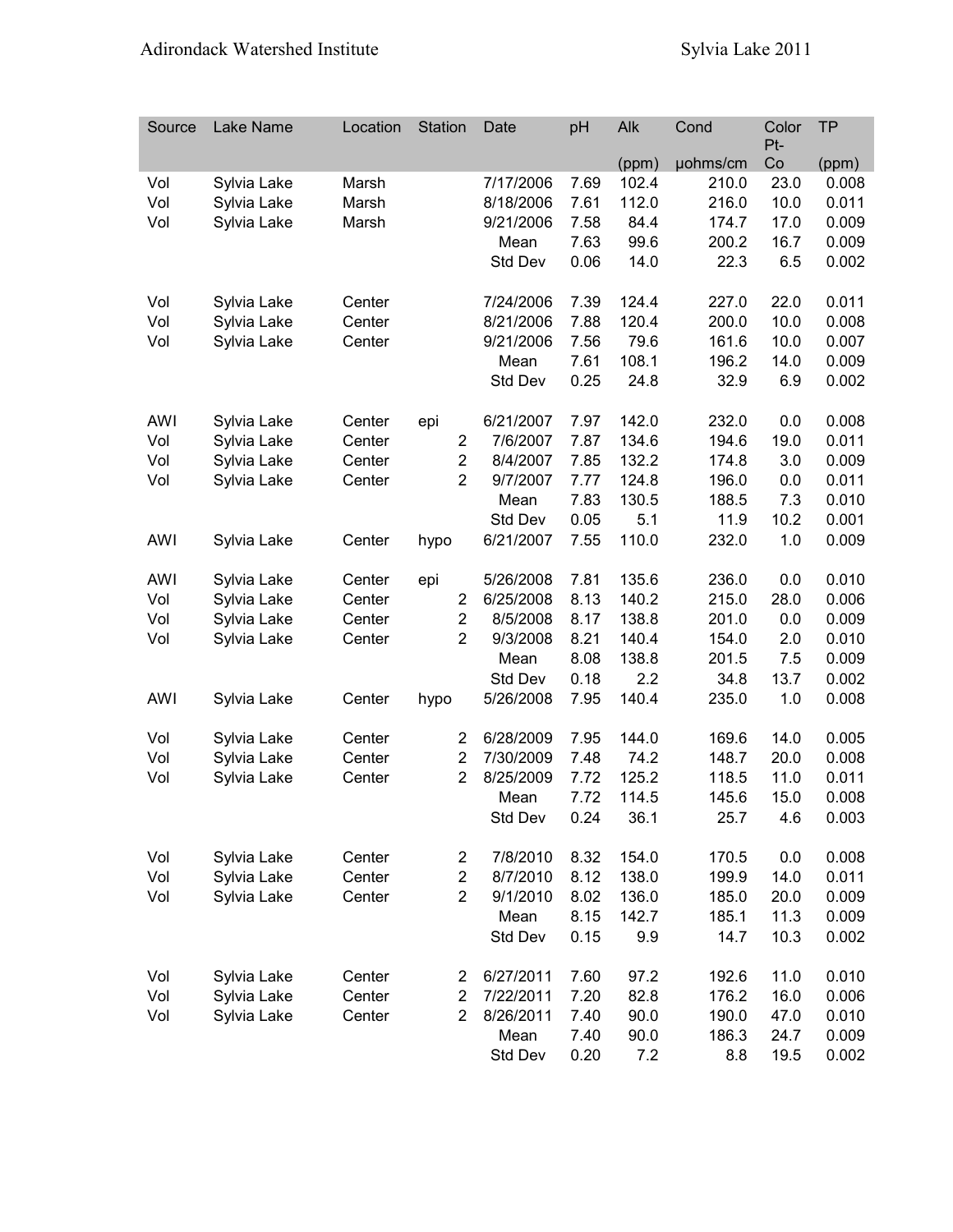| Source | Lake Name | Location | Station | Date | pH | Alk (ppm) | Cond µohms/cm | Color Pt-Co | TP (ppm) |
|---|---|---|---|---|---|---|---|---|---|
| Vol | Sylvia Lake | Marsh | | 7/17/2006 | 7.69 | 102.4 | 210.0 | 23.0 | 0.008 |
| Vol | Sylvia Lake | Marsh | | 8/18/2006 | 7.61 | 112.0 | 216.0 | 10.0 | 0.011 |
| Vol | Sylvia Lake | Marsh | | 9/21/2006 | 7.58 | 84.4 | 174.7 | 17.0 | 0.009 |
| | | | | Mean | 7.63 | 99.6 | 200.2 | 16.7 | 0.009 |
| | | | | Std Dev | 0.06 | 14.0 | 22.3 | 6.5 | 0.002 |
| | | | | | | | | | |
| Vol | Sylvia Lake | Center | | 7/24/2006 | 7.39 | 124.4 | 227.0 | 22.0 | 0.011 |
| Vol | Sylvia Lake | Center | | 8/21/2006 | 7.88 | 120.4 | 200.0 | 10.0 | 0.008 |
| Vol | Sylvia Lake | Center | | 9/21/2006 | 7.56 | 79.6 | 161.6 | 10.0 | 0.007 |
| | | | | Mean | 7.61 | 108.1 | 196.2 | 14.0 | 0.009 |
| | | | | Std Dev | 0.25 | 24.8 | 32.9 | 6.9 | 0.002 |
| | | | | | | | | | |
| AWI | Sylvia Lake | Center | epi | 6/21/2007 | 7.97 | 142.0 | 232.0 | 0.0 | 0.008 |
| Vol | Sylvia Lake | Center | 2 | 7/6/2007 | 7.87 | 134.6 | 194.6 | 19.0 | 0.011 |
| Vol | Sylvia Lake | Center | 2 | 8/4/2007 | 7.85 | 132.2 | 174.8 | 3.0 | 0.009 |
| Vol | Sylvia Lake | Center | 2 | 9/7/2007 | 7.77 | 124.8 | 196.0 | 0.0 | 0.011 |
| | | | | Mean | 7.83 | 130.5 | 188.5 | 7.3 | 0.010 |
| | | | | Std Dev | 0.05 | 5.1 | 11.9 | 10.2 | 0.001 |
| AWI | Sylvia Lake | Center | hypo | 6/21/2007 | 7.55 | 110.0 | 232.0 | 1.0 | 0.009 |
| | | | | | | | | | |
| AWI | Sylvia Lake | Center | epi | 5/26/2008 | 7.81 | 135.6 | 236.0 | 0.0 | 0.010 |
| Vol | Sylvia Lake | Center | 2 | 6/25/2008 | 8.13 | 140.2 | 215.0 | 28.0 | 0.006 |
| Vol | Sylvia Lake | Center | 2 | 8/5/2008 | 8.17 | 138.8 | 201.0 | 0.0 | 0.009 |
| Vol | Sylvia Lake | Center | 2 | 9/3/2008 | 8.21 | 140.4 | 154.0 | 2.0 | 0.010 |
| | | | | Mean | 8.08 | 138.8 | 201.5 | 7.5 | 0.009 |
| | | | | Std Dev | 0.18 | 2.2 | 34.8 | 13.7 | 0.002 |
| AWI | Sylvia Lake | Center | hypo | 5/26/2008 | 7.95 | 140.4 | 235.0 | 1.0 | 0.008 |
| | | | | | | | | | |
| Vol | Sylvia Lake | Center | 2 | 6/28/2009 | 7.95 | 144.0 | 169.6 | 14.0 | 0.005 |
| Vol | Sylvia Lake | Center | 2 | 7/30/2009 | 7.48 | 74.2 | 148.7 | 20.0 | 0.008 |
| Vol | Sylvia Lake | Center | 2 | 8/25/2009 | 7.72 | 125.2 | 118.5 | 11.0 | 0.011 |
| | | | | Mean | 7.72 | 114.5 | 145.6 | 15.0 | 0.008 |
| | | | | Std Dev | 0.24 | 36.1 | 25.7 | 4.6 | 0.003 |
| | | | | | | | | | |
| Vol | Sylvia Lake | Center | 2 | 7/8/2010 | 8.32 | 154.0 | 170.5 | 0.0 | 0.008 |
| Vol | Sylvia Lake | Center | 2 | 8/7/2010 | 8.12 | 138.0 | 199.9 | 14.0 | 0.011 |
| Vol | Sylvia Lake | Center | 2 | 9/1/2010 | 8.02 | 136.0 | 185.0 | 20.0 | 0.009 |
| | | | | Mean | 8.15 | 142.7 | 185.1 | 11.3 | 0.009 |
| | | | | Std Dev | 0.15 | 9.9 | 14.7 | 10.3 | 0.002 |
| | | | | | | | | | |
| Vol | Sylvia Lake | Center | 2 | 6/27/2011 | 7.60 | 97.2 | 192.6 | 11.0 | 0.010 |
| Vol | Sylvia Lake | Center | 2 | 7/22/2011 | 7.20 | 82.8 | 176.2 | 16.0 | 0.006 |
| Vol | Sylvia Lake | Center | 2 | 8/26/2011 | 7.40 | 90.0 | 190.0 | 47.0 | 0.010 |
| | | | | Mean | 7.40 | 90.0 | 186.3 | 24.7 | 0.009 |
| | | | | Std Dev | 0.20 | 7.2 | 8.8 | 19.5 | 0.002 |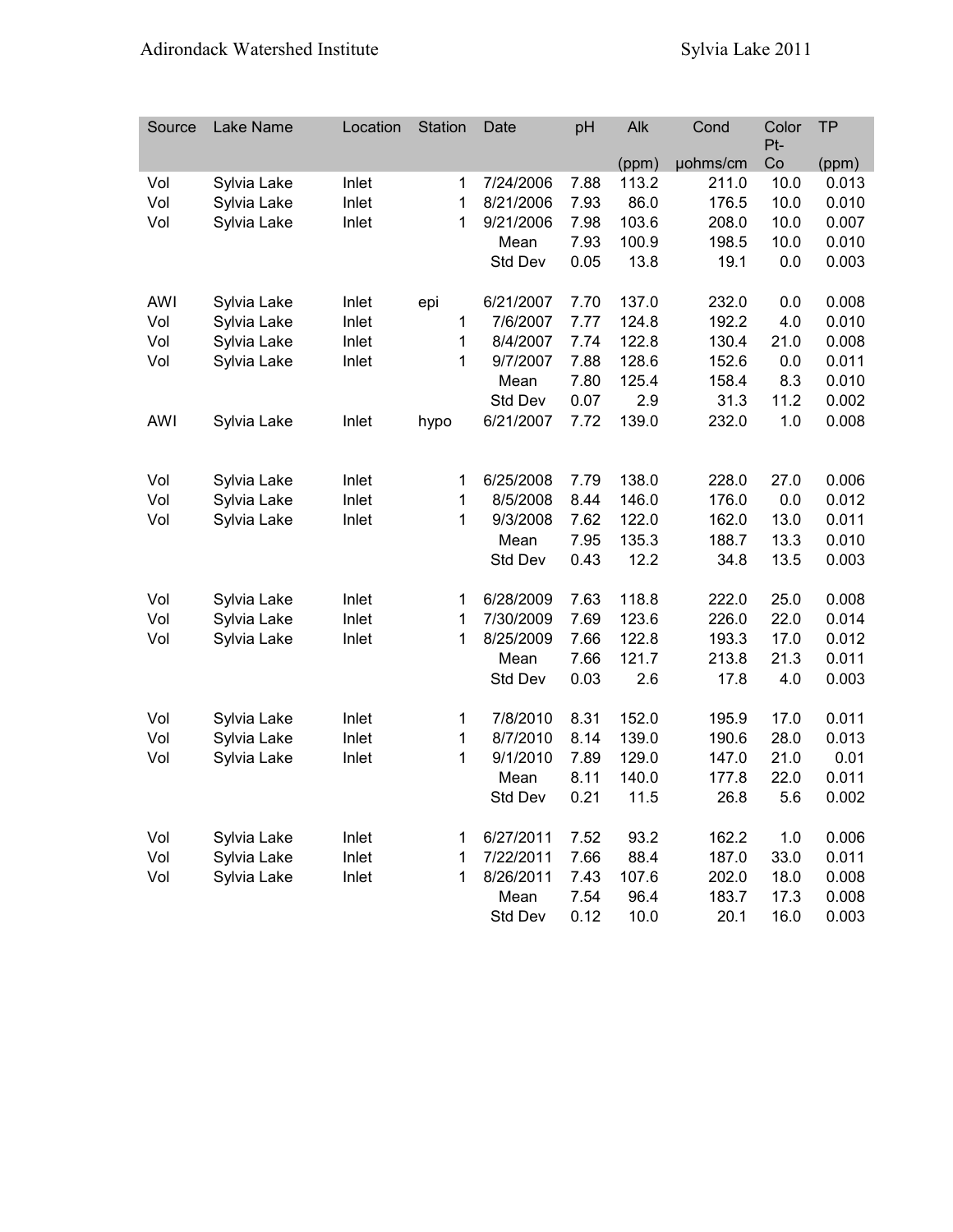| Source | Lake Name | Location | Station | Date | pH | Alk (ppm) | Cond µohms/cm | Color Pt-Co | TP (ppm) |
|---|---|---|---|---|---|---|---|---|---|
| Vol | Sylvia Lake | Inlet | 1 | 7/24/2006 | 7.88 | 113.2 | 211.0 | 10.0 | 0.013 |
| Vol | Sylvia Lake | Inlet | 1 | 8/21/2006 | 7.93 | 86.0 | 176.5 | 10.0 | 0.010 |
| Vol | Sylvia Lake | Inlet | 1 | 9/21/2006 | 7.98 | 103.6 | 208.0 | 10.0 | 0.007 |
| | | | | Mean | 7.93 | 100.9 | 198.5 | 10.0 | 0.010 |
| | | | | Std Dev | 0.05 | 13.8 | 19.1 | 0.0 | 0.003 |
| | | | | | | | | | |
| AWI | Sylvia Lake | Inlet | epi | 6/21/2007 | 7.70 | 137.0 | 232.0 | 0.0 | 0.008 |
| Vol | Sylvia Lake | Inlet | 1 | 7/6/2007 | 7.77 | 124.8 | 192.2 | 4.0 | 0.010 |
| Vol | Sylvia Lake | Inlet | 1 | 8/4/2007 | 7.74 | 122.8 | 130.4 | 21.0 | 0.008 |
| Vol | Sylvia Lake | Inlet | 1 | 9/7/2007 | 7.88 | 128.6 | 152.6 | 0.0 | 0.011 |
| | | | | Mean | 7.80 | 125.4 | 158.4 | 8.3 | 0.010 |
| | | | | Std Dev | 0.07 | 2.9 | 31.3 | 11.2 | 0.002 |
| AWI | Sylvia Lake | Inlet | hypo | 6/21/2007 | 7.72 | 139.0 | 232.0 | 1.0 | 0.008 |
| | | | | | | | | | |
| Vol | Sylvia Lake | Inlet | 1 | 6/25/2008 | 7.79 | 138.0 | 228.0 | 27.0 | 0.006 |
| Vol | Sylvia Lake | Inlet | 1 | 8/5/2008 | 8.44 | 146.0 | 176.0 | 0.0 | 0.012 |
| Vol | Sylvia Lake | Inlet | 1 | 9/3/2008 | 7.62 | 122.0 | 162.0 | 13.0 | 0.011 |
| | | | | Mean | 7.95 | 135.3 | 188.7 | 13.3 | 0.010 |
| | | | | Std Dev | 0.43 | 12.2 | 34.8 | 13.5 | 0.003 |
| | | | | | | | | | |
| Vol | Sylvia Lake | Inlet | 1 | 6/28/2009 | 7.63 | 118.8 | 222.0 | 25.0 | 0.008 |
| Vol | Sylvia Lake | Inlet | 1 | 7/30/2009 | 7.69 | 123.6 | 226.0 | 22.0 | 0.014 |
| Vol | Sylvia Lake | Inlet | 1 | 8/25/2009 | 7.66 | 122.8 | 193.3 | 17.0 | 0.012 |
| | | | | Mean | 7.66 | 121.7 | 213.8 | 21.3 | 0.011 |
| | | | | Std Dev | 0.03 | 2.6 | 17.8 | 4.0 | 0.003 |
| | | | | | | | | | |
| Vol | Sylvia Lake | Inlet | 1 | 7/8/2010 | 8.31 | 152.0 | 195.9 | 17.0 | 0.011 |
| Vol | Sylvia Lake | Inlet | 1 | 8/7/2010 | 8.14 | 139.0 | 190.6 | 28.0 | 0.013 |
| Vol | Sylvia Lake | Inlet | 1 | 9/1/2010 | 7.89 | 129.0 | 147.0 | 21.0 | 0.01 |
| | | | | Mean | 8.11 | 140.0 | 177.8 | 22.0 | 0.011 |
| | | | | Std Dev | 0.21 | 11.5 | 26.8 | 5.6 | 0.002 |
| | | | | | | | | | |
| Vol | Sylvia Lake | Inlet | 1 | 6/27/2011 | 7.52 | 93.2 | 162.2 | 1.0 | 0.006 |
| Vol | Sylvia Lake | Inlet | 1 | 7/22/2011 | 7.66 | 88.4 | 187.0 | 33.0 | 0.011 |
| Vol | Sylvia Lake | Inlet | 1 | 8/26/2011 | 7.43 | 107.6 | 202.0 | 18.0 | 0.008 |
| | | | | Mean | 7.54 | 96.4 | 183.7 | 17.3 | 0.008 |
| | | | | Std Dev | 0.12 | 10.0 | 20.1 | 16.0 | 0.003 |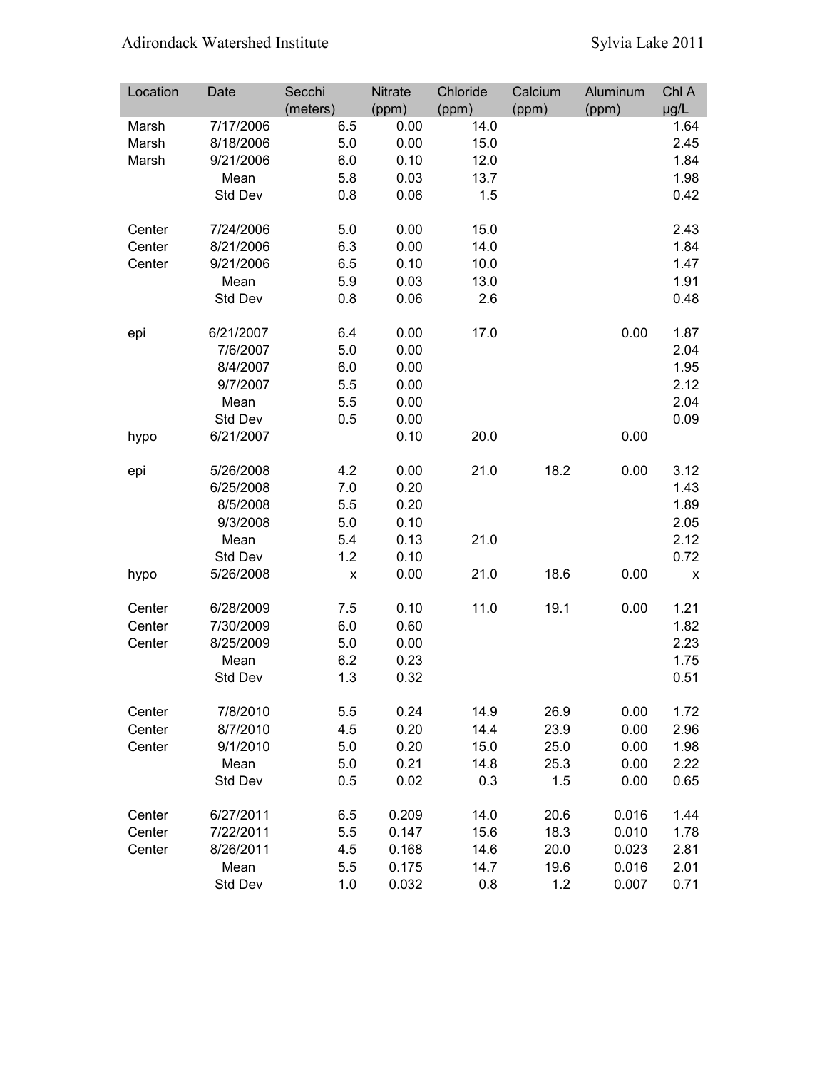| Location | Date | Secchi (meters) | Nitrate (ppm) | Chloride (ppm) | Calcium (ppm) | Aluminum (ppm) | Chl A µg/L |
|---|---|---|---|---|---|---|---|
| Marsh | 7/17/2006 | 6.5 | 0.00 | 14.0 | | | 1.64 |
| Marsh | 8/18/2006 | 5.0 | 0.00 | 15.0 | | | 2.45 |
| Marsh | 9/21/2006 | 6.0 | 0.10 | 12.0 | | | 1.84 |
| | Mean | 5.8 | 0.03 | 13.7 | | | 1.98 |
| | Std Dev | 0.8 | 0.06 | 1.5 | | | 0.42 |
| | | | | | | | |
| Center | 7/24/2006 | 5.0 | 0.00 | 15.0 | | | 2.43 |
| Center | 8/21/2006 | 6.3 | 0.00 | 14.0 | | | 1.84 |
| Center | 9/21/2006 | 6.5 | 0.10 | 10.0 | | | 1.47 |
| | Mean | 5.9 | 0.03 | 13.0 | | | 1.91 |
| | Std Dev | 0.8 | 0.06 | 2.6 | | | 0.48 |
| | | | | | | | |
| epi | 6/21/2007 | 6.4 | 0.00 | 17.0 | | 0.00 | 1.87 |
| | 7/6/2007 | 5.0 | 0.00 | | | | 2.04 |
| | 8/4/2007 | 6.0 | 0.00 | | | | 1.95 |
| | 9/7/2007 | 5.5 | 0.00 | | | | 2.12 |
| | Mean | 5.5 | 0.00 | | | | 2.04 |
| | Std Dev | 0.5 | 0.00 | | | | 0.09 |
| hypo | 6/21/2007 | | 0.10 | 20.0 | | 0.00 | |
| | | | | | | | |
| epi | 5/26/2008 | 4.2 | 0.00 | 21.0 | 18.2 | 0.00 | 3.12 |
| | 6/25/2008 | 7.0 | 0.20 | | | | 1.43 |
| | 8/5/2008 | 5.5 | 0.20 | | | | 1.89 |
| | 9/3/2008 | 5.0 | 0.10 | | | | 2.05 |
| | Mean | 5.4 | 0.13 | 21.0 | | | 2.12 |
| | Std Dev | 1.2 | 0.10 | | | | 0.72 |
| hypo | 5/26/2008 | x | 0.00 | 21.0 | 18.6 | 0.00 | x |
| | | | | | | | |
| Center | 6/28/2009 | 7.5 | 0.10 | 11.0 | 19.1 | 0.00 | 1.21 |
| Center | 7/30/2009 | 6.0 | 0.60 | | | | 1.82 |
| Center | 8/25/2009 | 5.0 | 0.00 | | | | 2.23 |
| | Mean | 6.2 | 0.23 | | | | 1.75 |
| | Std Dev | 1.3 | 0.32 | | | | 0.51 |
| | | | | | | | |
| Center | 7/8/2010 | 5.5 | 0.24 | 14.9 | 26.9 | 0.00 | 1.72 |
| Center | 8/7/2010 | 4.5 | 0.20 | 14.4 | 23.9 | 0.00 | 2.96 |
| Center | 9/1/2010 | 5.0 | 0.20 | 15.0 | 25.0 | 0.00 | 1.98 |
| | Mean | 5.0 | 0.21 | 14.8 | 25.3 | 0.00 | 2.22 |
| | Std Dev | 0.5 | 0.02 | 0.3 | 1.5 | 0.00 | 0.65 |
| | | | | | | | |
| Center | 6/27/2011 | 6.5 | 0.209 | 14.0 | 20.6 | 0.016 | 1.44 |
| Center | 7/22/2011 | 5.5 | 0.147 | 15.6 | 18.3 | 0.010 | 1.78 |
| Center | 8/26/2011 | 4.5 | 0.168 | 14.6 | 20.0 | 0.023 | 2.81 |
| | Mean | 5.5 | 0.175 | 14.7 | 19.6 | 0.016 | 2.01 |
| | Std Dev | 1.0 | 0.032 | 0.8 | 1.2 | 0.007 | 0.71 |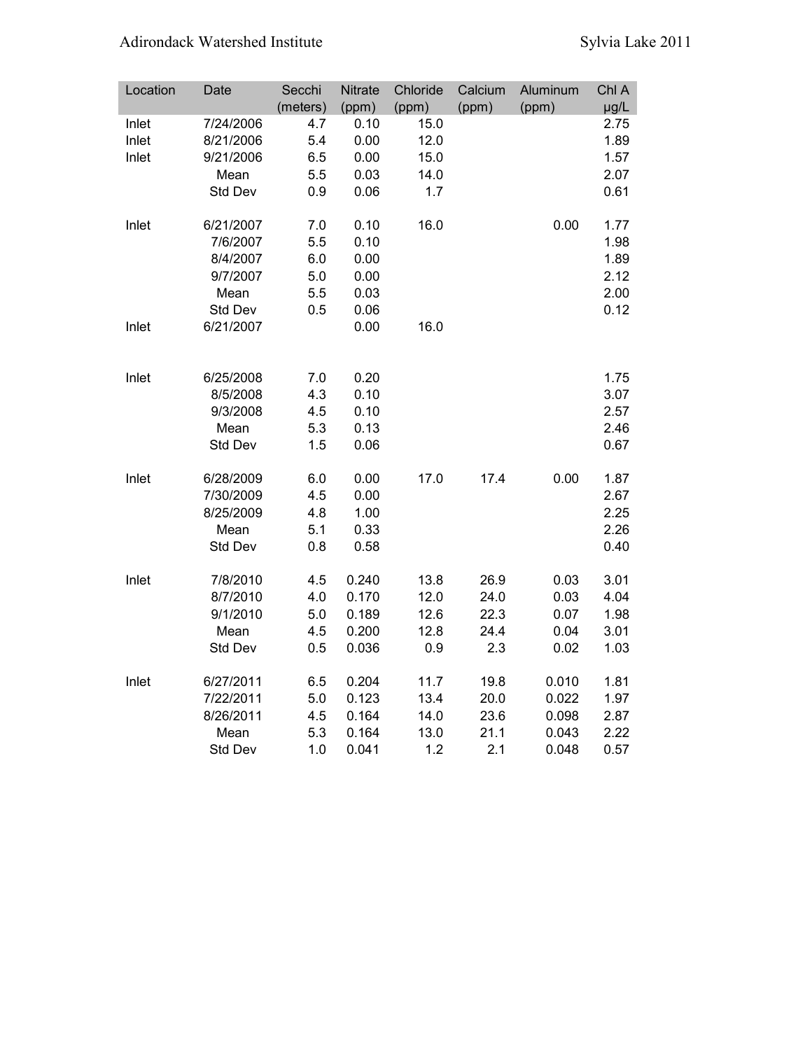| Location | Date | Secchi (meters) | Nitrate (ppm) | Chloride (ppm) | Calcium (ppm) | Aluminum (ppm) | Chl A µg/L |
|---|---|---|---|---|---|---|---|
| Inlet | 7/24/2006 | 4.7 | 0.10 | 15.0 | | | 2.75 |
| Inlet | 8/21/2006 | 5.4 | 0.00 | 12.0 | | | 1.89 |
| Inlet | 9/21/2006 | 6.5 | 0.00 | 15.0 | | | 1.57 |
| | Mean | 5.5 | 0.03 | 14.0 | | | 2.07 |
| | Std Dev | 0.9 | 0.06 | 1.7 | | | 0.61 |
| | | | | | | | |
| Inlet | 6/21/2007 | 7.0 | 0.10 | 16.0 | | 0.00 | 1.77 |
| | 7/6/2007 | 5.5 | 0.10 | | | | 1.98 |
| | 8/4/2007 | 6.0 | 0.00 | | | | 1.89 |
| | 9/7/2007 | 5.0 | 0.00 | | | | 2.12 |
| | Mean | 5.5 | 0.03 | | | | 2.00 |
| | Std Dev | 0.5 | 0.06 | | | | 0.12 |
| Inlet | 6/21/2007 | | 0.00 | 16.0 | | | |
| | | | | | | | |
| Inlet | 6/25/2008 | 7.0 | 0.20 | | | | 1.75 |
| | 8/5/2008 | 4.3 | 0.10 | | | | 3.07 |
| | 9/3/2008 | 4.5 | 0.10 | | | | 2.57 |
| | Mean | 5.3 | 0.13 | | | | 2.46 |
| | Std Dev | 1.5 | 0.06 | | | | 0.67 |
| | | | | | | | |
| Inlet | 6/28/2009 | 6.0 | 0.00 | 17.0 | 17.4 | 0.00 | 1.87 |
| | 7/30/2009 | 4.5 | 0.00 | | | | 2.67 |
| | 8/25/2009 | 4.8 | 1.00 | | | | 2.25 |
| | Mean | 5.1 | 0.33 | | | | 2.26 |
| | Std Dev | 0.8 | 0.58 | | | | 0.40 |
| | | | | | | | |
| Inlet | 7/8/2010 | 4.5 | 0.240 | 13.8 | 26.9 | 0.03 | 3.01 |
| | 8/7/2010 | 4.0 | 0.170 | 12.0 | 24.0 | 0.03 | 4.04 |
| | 9/1/2010 | 5.0 | 0.189 | 12.6 | 22.3 | 0.07 | 1.98 |
| | Mean | 4.5 | 0.200 | 12.8 | 24.4 | 0.04 | 3.01 |
| | Std Dev | 0.5 | 0.036 | 0.9 | 2.3 | 0.02 | 1.03 |
| | | | | | | | |
| Inlet | 6/27/2011 | 6.5 | 0.204 | 11.7 | 19.8 | 0.010 | 1.81 |
| | 7/22/2011 | 5.0 | 0.123 | 13.4 | 20.0 | 0.022 | 1.97 |
| | 8/26/2011 | 4.5 | 0.164 | 14.0 | 23.6 | 0.098 | 2.87 |
| | Mean | 5.3 | 0.164 | 13.0 | 21.1 | 0.043 | 2.22 |
| | Std Dev | 1.0 | 0.041 | 1.2 | 2.1 | 0.048 | 0.57 |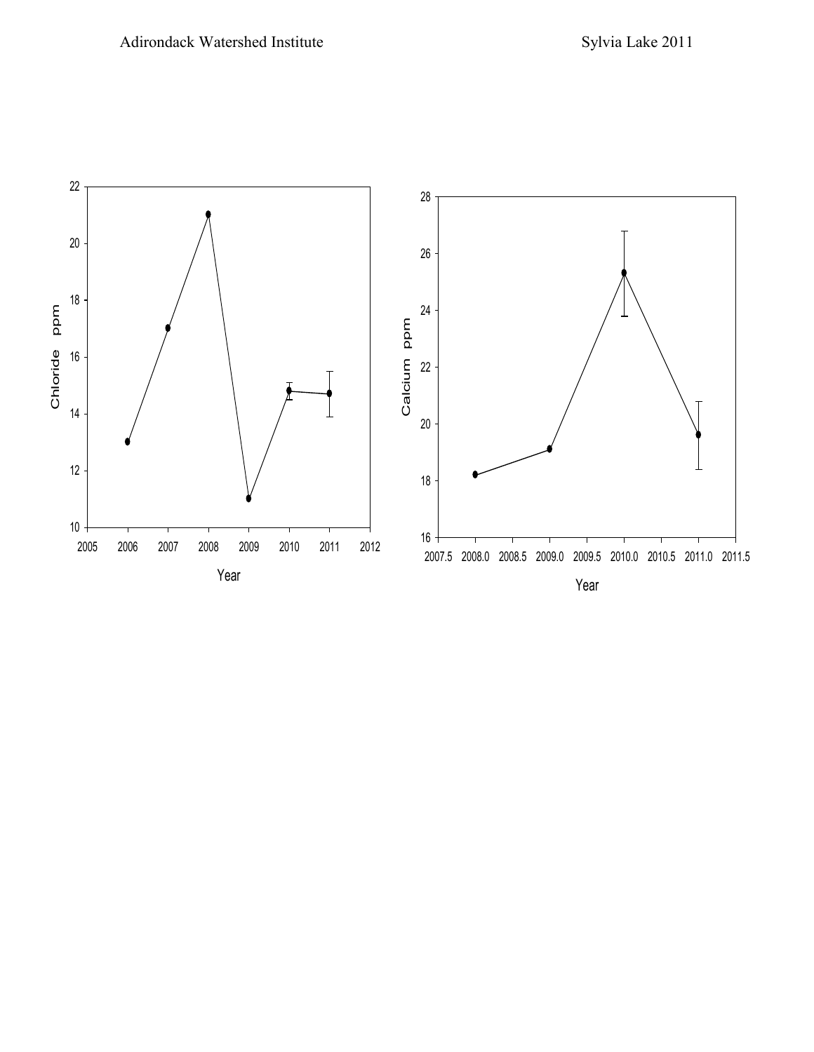22

20

18

16

14

12

10

Chloride ppm

2005 2006 2007 2008 2009 2010 2011 2012

Year

28

26

24

22

20

18

16

Calcium ppm

2007.5 2008.0 2008.5 2009.0 2009.5 2010.0 2010.5 2011.0 2011.5

Year